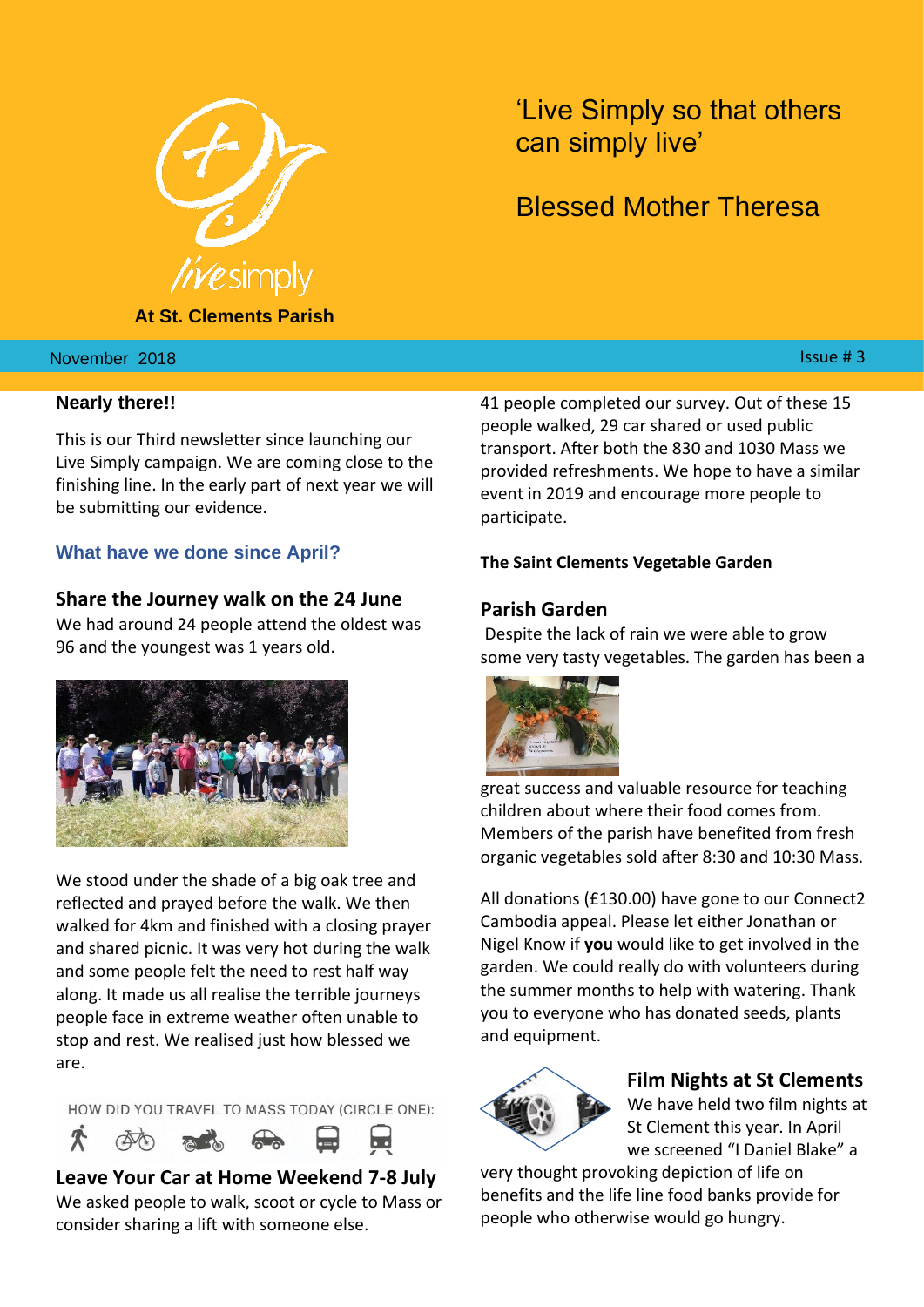livesimply

**At St. Clements Parish**

‘Live Simply so that others can simply live’

Blessed Mother Theresa

November 2018 Issue # 3

**Nearly there!!**

This is our Third newsletter since launching our Live Simply campaign. We are coming close to the finishing line. In the early part of next year we will be submitting our evidence.

### What have we done since April?

### Share the Journey walk on the 24 June

We had around 24 people attend the oldest was 96 and the youngest was 1 years old.

We stood under the shade of a big oak tree and reflected and prayed before the walk. We then walked for 4km and finished with a closing prayer and shared picnic. It was very hot during the walk and some people felt the need to rest half way along. It made us all realise the terrible journeys people face in extreme weather often unable to stop and rest. We realised just how blessed we are.

HOW DID YOU TRAVEL TO MASS TODAY (CIRCLE ONE):

### Leave Your Car at Home Weekend 7-8 July

We asked people to walk, scoot or cycle to Mass or consider sharing a lift with someone else.

41 people completed our survey. Out of these 15 people walked, 29 car shared or used public transport. After both the 830 and 1030 Mass we provided refreshments. We hope to have a similar event in 2019 and encourage more people to participate.

**The Saint Clements Vegetable Garden**

### Parish Garden

Despite the lack of rain we were able to grow some very tasty vegetables. The garden has been a great success and valuable resource for teaching children about where their food comes from. Members of the parish have benefited from fresh organic vegetables sold after 8:30 and 10:30 Mass.

All donations (£130.00) have gone to our Connect2 Cambodia appeal. Please let either Jonathan or Nigel Know if **you** would like to get involved in the garden. We could really do with volunteers during the summer months to help with watering. Thank you to everyone who has donated seeds, plants and equipment.

### Film Nights at St Clements

We have held two film nights at St Clement this year. In April we screened “I Daniel Blake” a very thought provoking depiction of life on benefits and the life line food banks provide for people who otherwise would go hungry.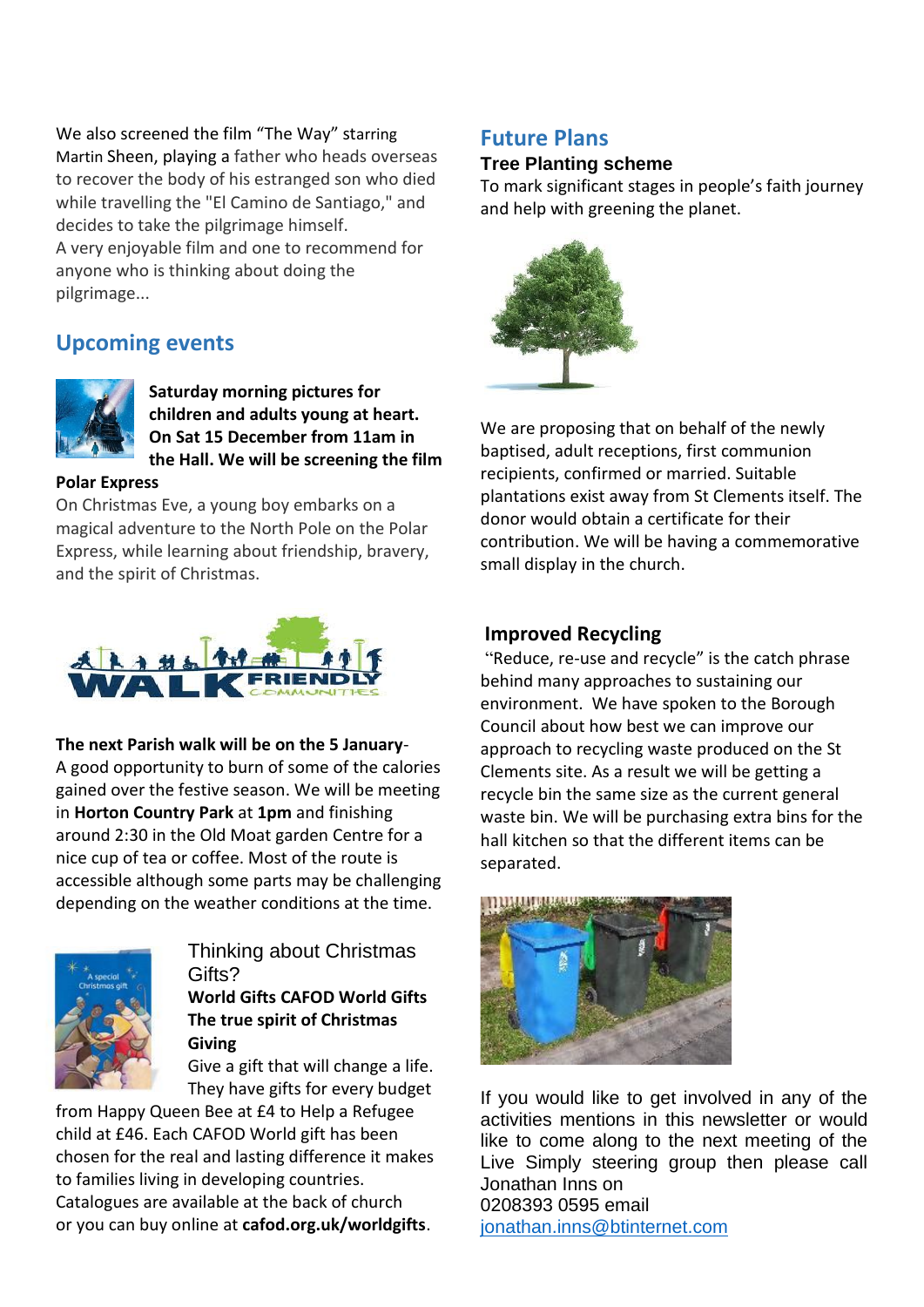We also screened the film "The Way" starring Martin Sheen, playing a father who heads overseas to recover the body of his estranged son who died while travelling the "El Camino de Santiago," and decides to take the pilgrimage himself.
A very enjoyable film and one to recommend for anyone who is thinking about doing the pilgrimage...

## Upcoming events

**Saturday morning pictures for children and adults young at heart. On Sat 15 December from 11am in the Hall. We will be screening the film Polar Express**

On Christmas Eve, a young boy embarks on a magical adventure to the North Pole on the Polar Express, while learning about friendship, bravery, and the spirit of Christmas.

WALK FRIENDLY COMMUNITIES

**The next Parish walk will be on the 5 January**-
A good opportunity to burn of some of the calories gained over the festive season. We will be meeting in **Horton Country Park** at **1pm** and finishing around 2:30 in the Old Moat garden Centre for a nice cup of tea or coffee. Most of the route is accessible although some parts may be challenging depending on the weather conditions at the time.

Thinking about Christmas Gifts?

**World Gifts CAFOD World Gifts The true spirit of Christmas Giving**

Give a gift that will change a life. They have gifts for every budget from Happy Queen Bee at £4 to Help a Refugee child at £46. Each CAFOD World gift has been chosen for the real and lasting difference it makes to families living in developing countries. Catalogues are available at the back of church or you can buy online at **cafod.org.uk/worldgifts**.

## Future Plans

### Tree Planting scheme

To mark significant stages in people's faith journey and help with greening the planet.

We are proposing that on behalf of the newly baptised, adult receptions, first communion recipients, confirmed or married. Suitable plantations exist away from St Clements itself. The donor would obtain a certificate for their contribution. We will be having a commemorative small display in the church.

### Improved Recycling

"Reduce, re-use and recycle" is the catch phrase behind many approaches to sustaining our environment. We have spoken to the Borough Council about how best we can improve our approach to recycling waste produced on the St Clements site. As a result we will be getting a recycle bin the same size as the current general waste bin. We will be purchasing extra bins for the hall kitchen so that the different items can be separated.

If you would like to get involved in any of the activities mentions in this newsletter or would like to come along to the next meeting of the Live Simply steering group then please call Jonathan Inns on
0208393 0595 email
jonathan.inns@btinternet.com